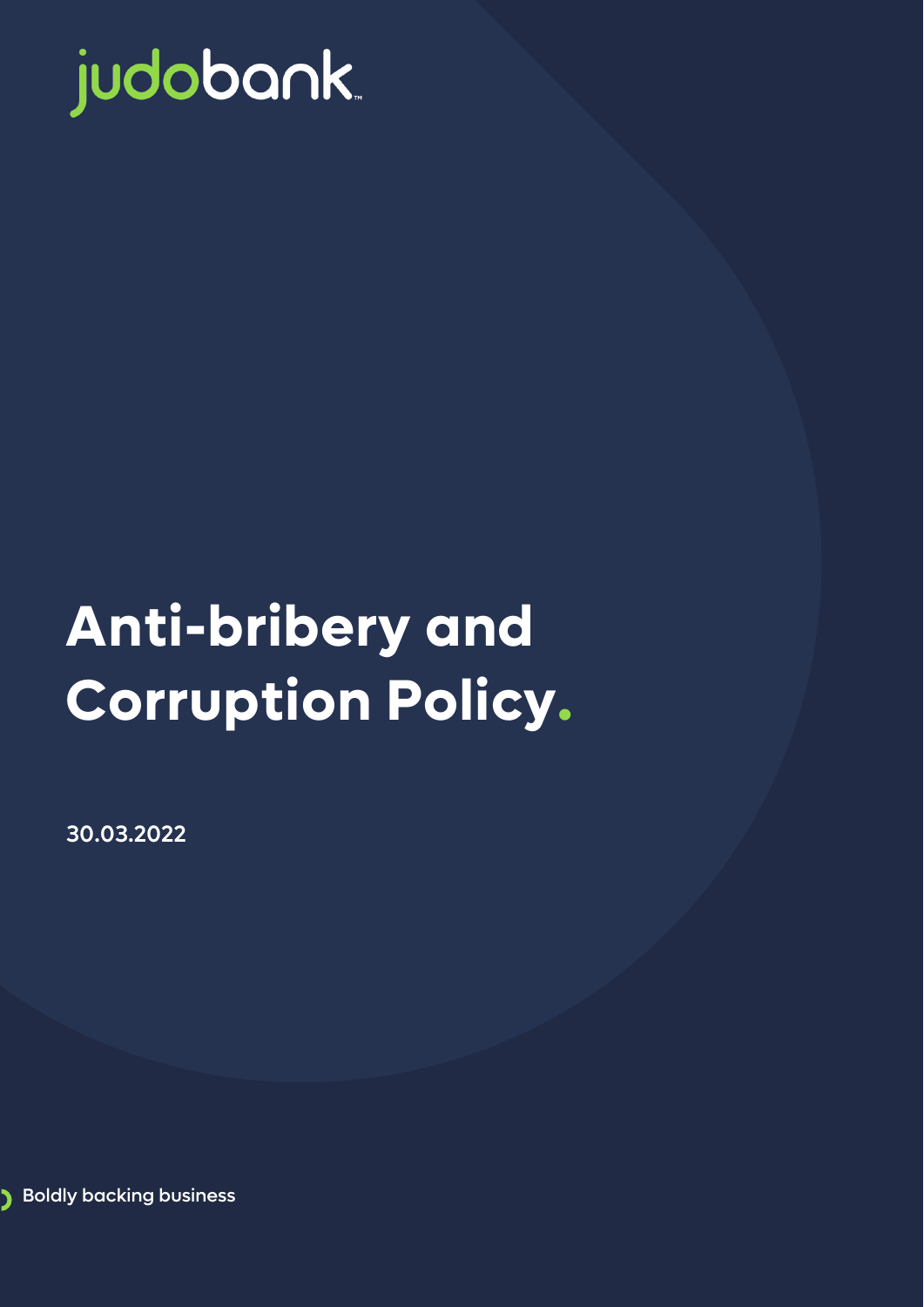judobank

# Anti-bribery and Corruption Policy.

**30.03.2022**

Boldly backing business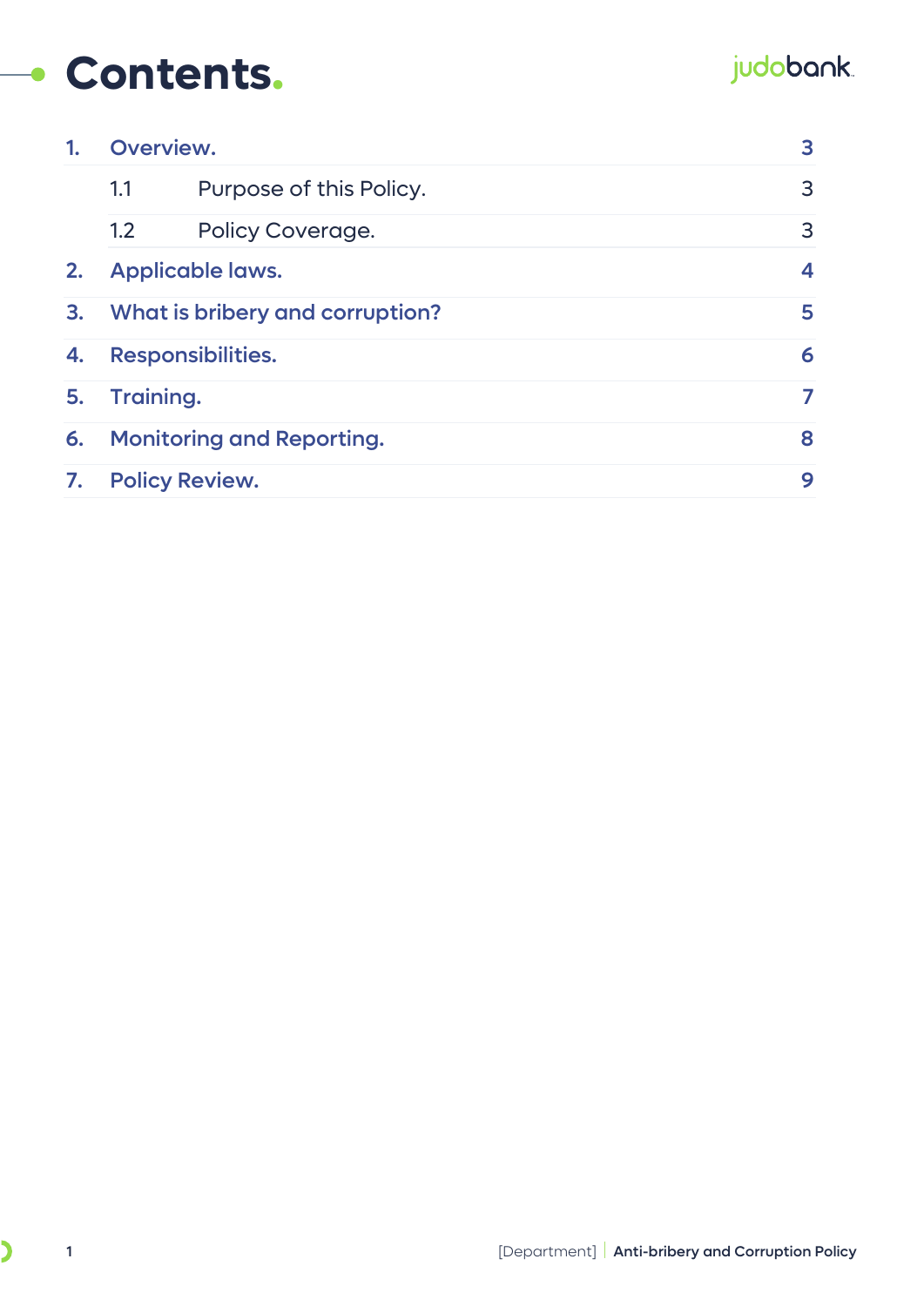# Contents.

| | | |
|---|---|---|
| 1. | Overview. | 3 |
| | 1.1 Purpose of this Policy. | 3 |
| | 1.2 Policy Coverage. | 3 |
| 2. | Applicable laws. | 4 |
| 3. | What is bribery and corruption? | 5 |
| 4. | Responsibilities. | 6 |
| 5. | Training. | 7 |
| 6. | Monitoring and Reporting. | 8 |
| 7. | Policy Review. | 9 |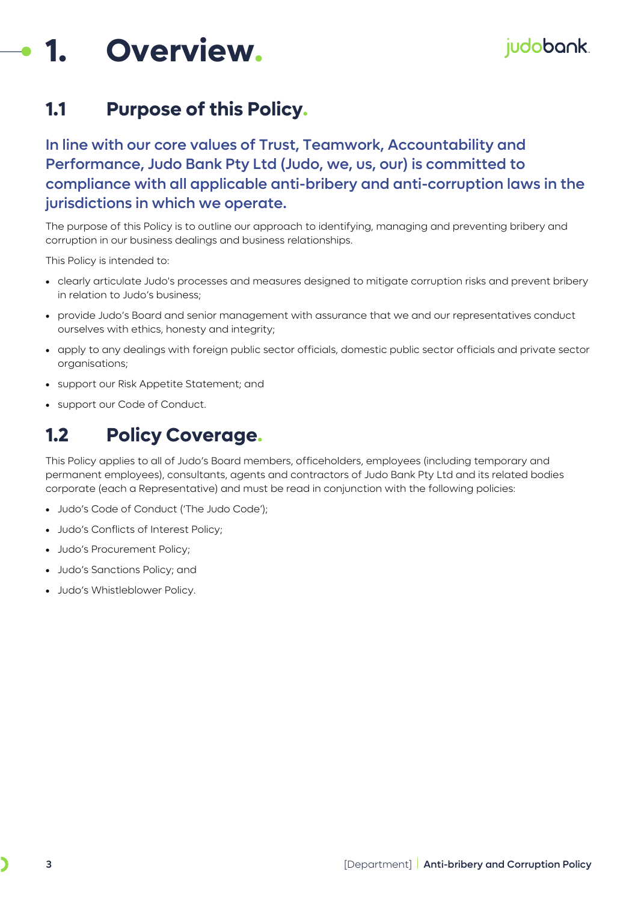# 1. Overview.

## 1.1 Purpose of this Policy.

**In line with our core values of Trust, Teamwork, Accountability and Performance, Judo Bank Pty Ltd (Judo, we, us, our) is committed to compliance with all applicable anti-bribery and anti-corruption laws in the jurisdictions in which we operate.**

The purpose of this Policy is to outline our approach to identifying, managing and preventing bribery and corruption in our business dealings and business relationships.

This Policy is intended to:

- clearly articulate Judo's processes and measures designed to mitigate corruption risks and prevent bribery in relation to Judo's business;
- provide Judo's Board and senior management with assurance that we and our representatives conduct ourselves with ethics, honesty and integrity;
- apply to any dealings with foreign public sector officials, domestic public sector officials and private sector organisations;
- support our Risk Appetite Statement; and
- support our Code of Conduct.

## 1.2 Policy Coverage.

This Policy applies to all of Judo's Board members, officeholders, employees (including temporary and permanent employees), consultants, agents and contractors of Judo Bank Pty Ltd and its related bodies corporate (each a Representative) and must be read in conjunction with the following policies:

- Judo's Code of Conduct ('The Judo Code');
- Judo's Conflicts of Interest Policy;
- Judo's Procurement Policy;
- Judo's Sanctions Policy; and
- Judo's Whistleblower Policy.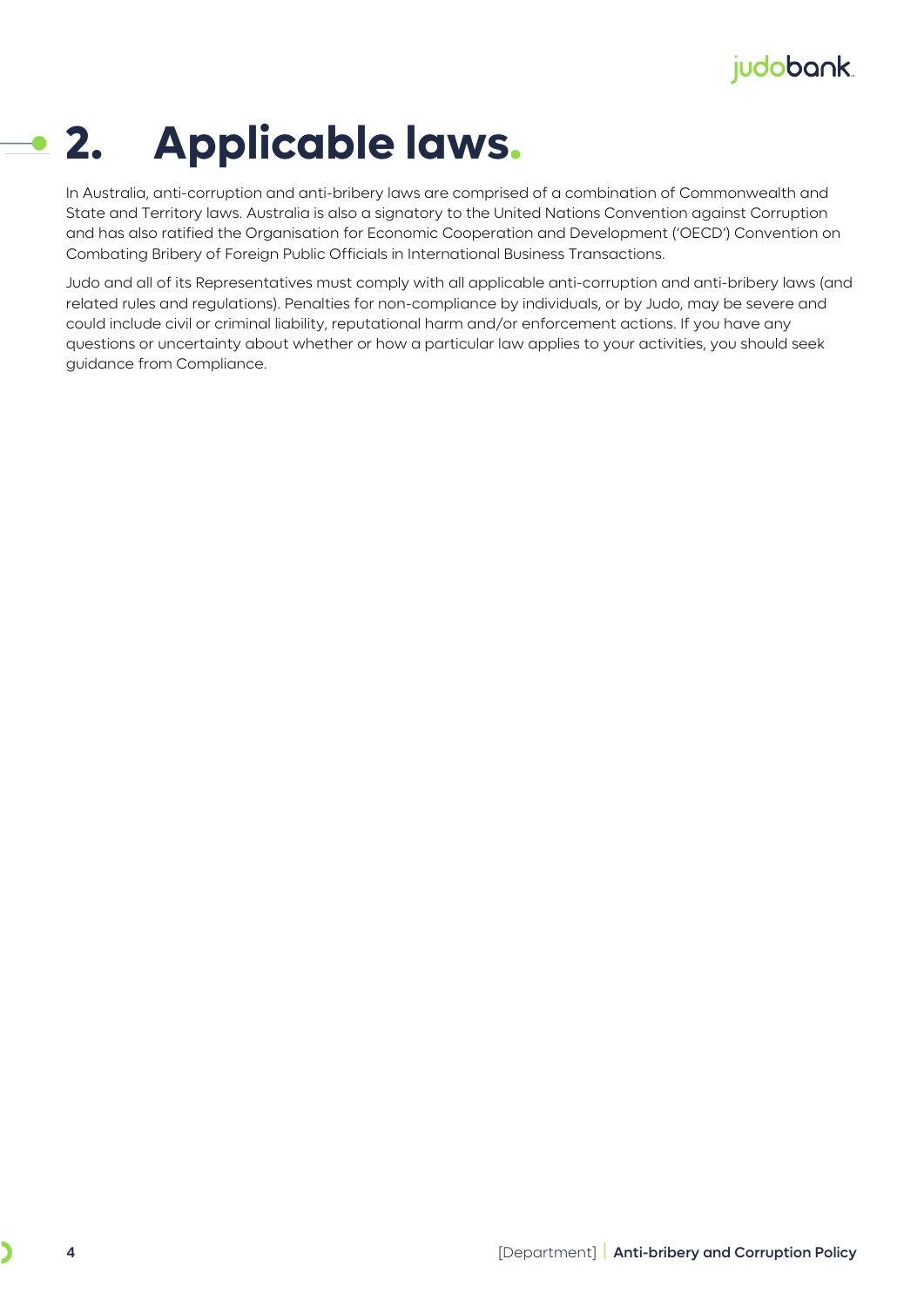# 2. Applicable laws.

In Australia, anti-corruption and anti-bribery laws are comprised of a combination of Commonwealth and State and Territory laws. Australia is also a signatory to the United Nations Convention against Corruption and has also ratified the Organisation for Economic Cooperation and Development ('OECD') Convention on Combating Bribery of Foreign Public Officials in International Business Transactions.

Judo and all of its Representatives must comply with all applicable anti-corruption and anti-bribery laws (and related rules and regulations). Penalties for non-compliance by individuals, or by Judo, may be severe and could include civil or criminal liability, reputational harm and/or enforcement actions. If you have any questions or uncertainty about whether or how a particular law applies to your activities, you should seek guidance from Compliance.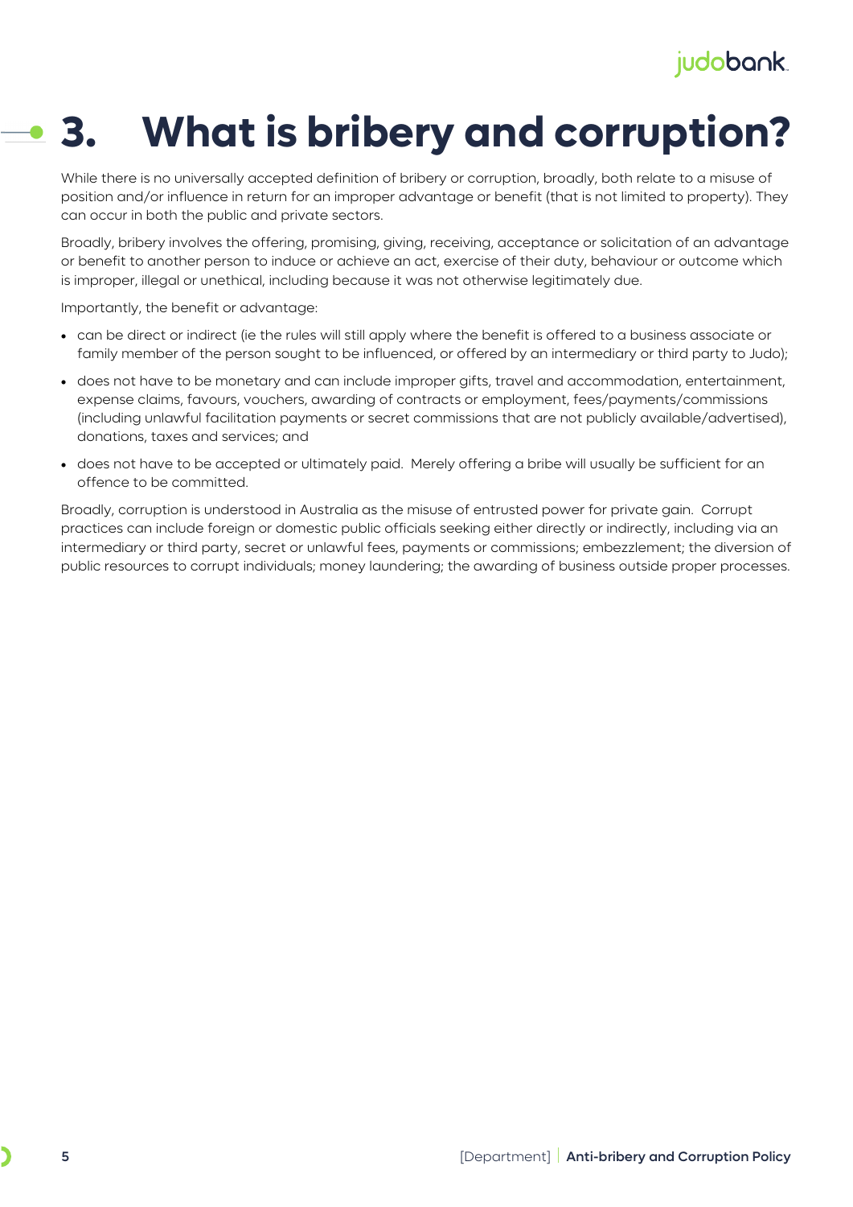# 3. What is bribery and corruption?

While there is no universally accepted definition of bribery or corruption, broadly, both relate to a misuse of position and/or influence in return for an improper advantage or benefit (that is not limited to property). They can occur in both the public and private sectors.

Broadly, bribery involves the offering, promising, giving, receiving, acceptance or solicitation of an advantage or benefit to another person to induce or achieve an act, exercise of their duty, behaviour or outcome which is improper, illegal or unethical, including because it was not otherwise legitimately due.

Importantly, the benefit or advantage:

- can be direct or indirect (ie the rules will still apply where the benefit is offered to a business associate or family member of the person sought to be influenced, or offered by an intermediary or third party to Judo);
- does not have to be monetary and can include improper gifts, travel and accommodation, entertainment, expense claims, favours, vouchers, awarding of contracts or employment, fees/payments/commissions (including unlawful facilitation payments or secret commissions that are not publicly available/advertised), donations, taxes and services; and
- does not have to be accepted or ultimately paid. Merely offering a bribe will usually be sufficient for an offence to be committed.

Broadly, corruption is understood in Australia as the misuse of entrusted power for private gain. Corrupt practices can include foreign or domestic public officials seeking either directly or indirectly, including via an intermediary or third party, secret or unlawful fees, payments or commissions; embezzlement; the diversion of public resources to corrupt individuals; money laundering; the awarding of business outside proper processes.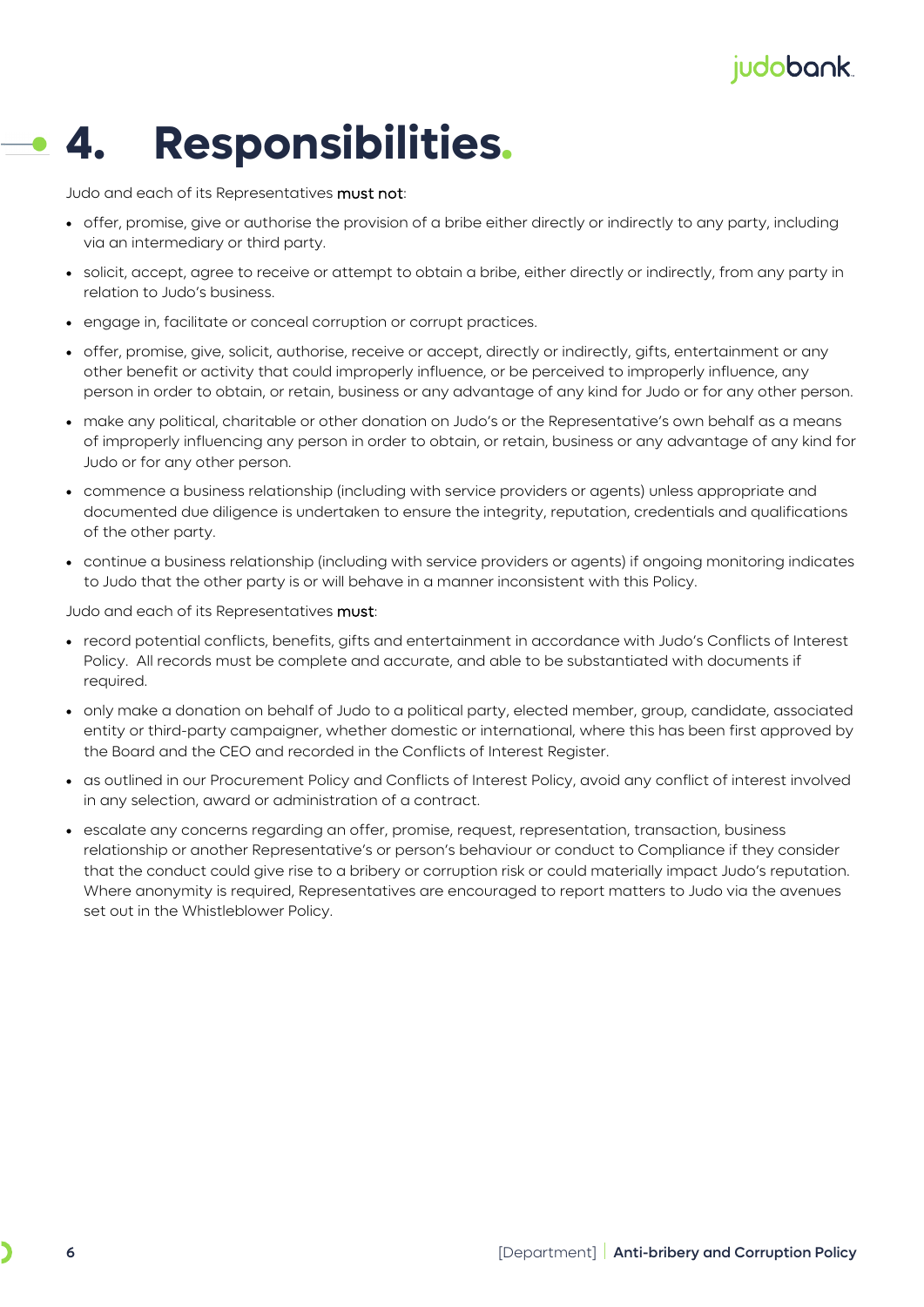# 4. Responsibilities.

Judo and each of its Representatives **must not**:

- offer, promise, give or authorise the provision of a bribe either directly or indirectly to any party, including via an intermediary or third party.
- solicit, accept, agree to receive or attempt to obtain a bribe, either directly or indirectly, from any party in relation to Judo's business.
- engage in, facilitate or conceal corruption or corrupt practices.
- offer, promise, give, solicit, authorise, receive or accept, directly or indirectly, gifts, entertainment or any other benefit or activity that could improperly influence, or be perceived to improperly influence, any person in order to obtain, or retain, business or any advantage of any kind for Judo or for any other person.
- make any political, charitable or other donation on Judo's or the Representative's own behalf as a means of improperly influencing any person in order to obtain, or retain, business or any advantage of any kind for Judo or for any other person.
- commence a business relationship (including with service providers or agents) unless appropriate and documented due diligence is undertaken to ensure the integrity, reputation, credentials and qualifications of the other party.
- continue a business relationship (including with service providers or agents) if ongoing monitoring indicates to Judo that the other party is or will behave in a manner inconsistent with this Policy.

Judo and each of its Representatives **must**:

- record potential conflicts, benefits, gifts and entertainment in accordance with Judo's Conflicts of Interest Policy. All records must be complete and accurate, and able to be substantiated with documents if required.
- only make a donation on behalf of Judo to a political party, elected member, group, candidate, associated entity or third-party campaigner, whether domestic or international, where this has been first approved by the Board and the CEO and recorded in the Conflicts of Interest Register.
- as outlined in our Procurement Policy and Conflicts of Interest Policy, avoid any conflict of interest involved in any selection, award or administration of a contract.
- escalate any concerns regarding an offer, promise, request, representation, transaction, business relationship or another Representative's or person's behaviour or conduct to Compliance if they consider that the conduct could give rise to a bribery or corruption risk or could materially impact Judo's reputation. Where anonymity is required, Representatives are encouraged to report matters to Judo via the avenues set out in the Whistleblower Policy.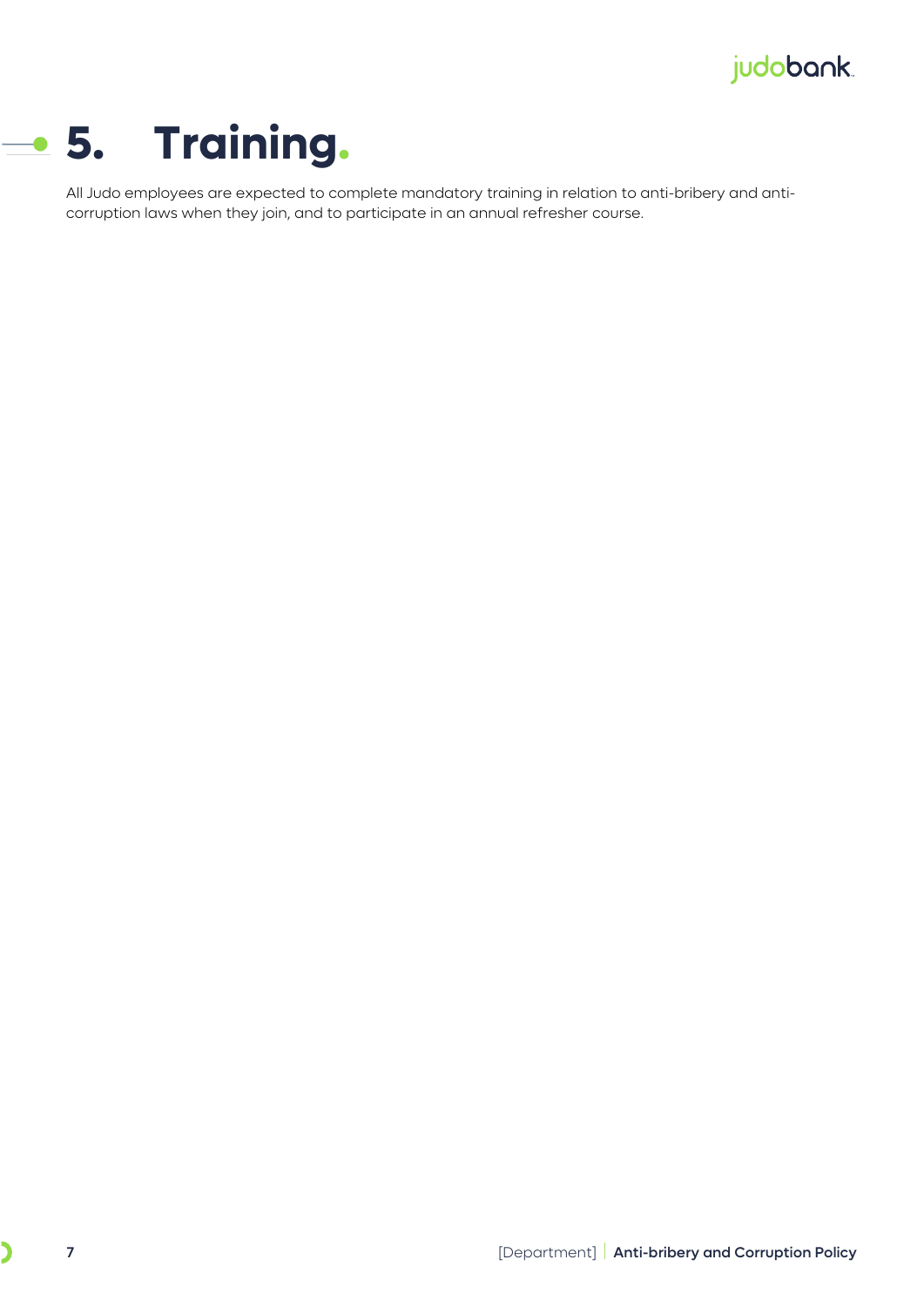# 5. Training.

All Judo employees are expected to complete mandatory training in relation to anti-bribery and anti-corruption laws when they join, and to participate in an annual refresher course.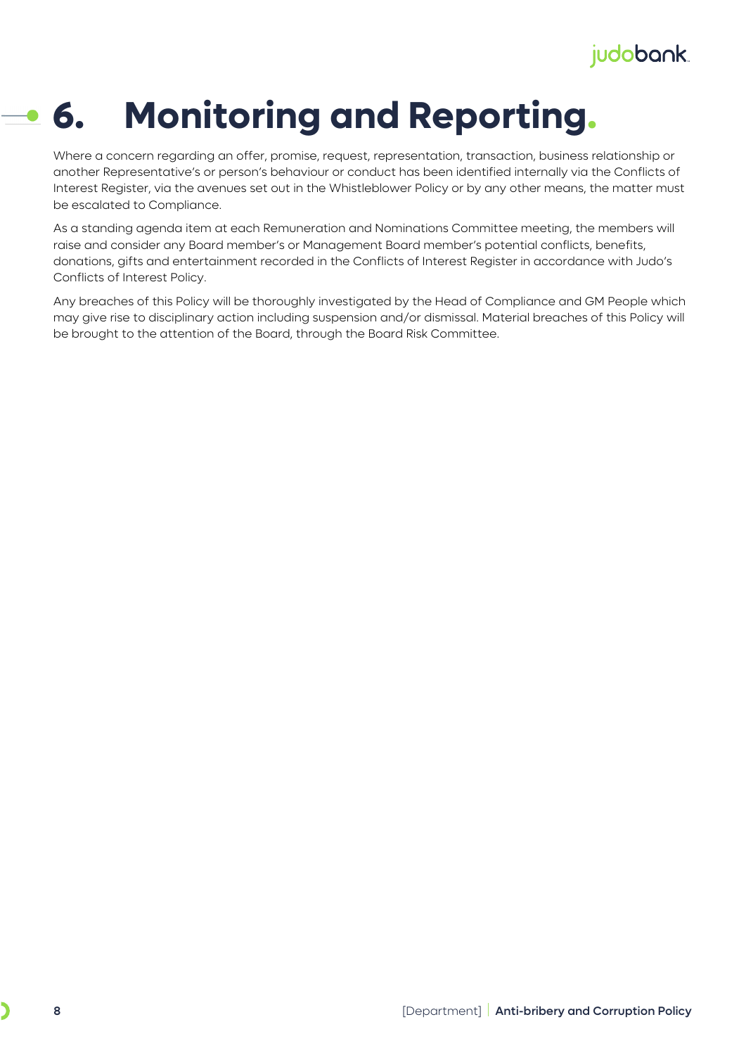# 6. Monitoring and Reporting.

Where a concern regarding an offer, promise, request, representation, transaction, business relationship or another Representative's or person's behaviour or conduct has been identified internally via the Conflicts of Interest Register, via the avenues set out in the Whistleblower Policy or by any other means, the matter must be escalated to Compliance.

As a standing agenda item at each Remuneration and Nominations Committee meeting, the members will raise and consider any Board member's or Management Board member's potential conflicts, benefits, donations, gifts and entertainment recorded in the Conflicts of Interest Register in accordance with Judo's Conflicts of Interest Policy.

Any breaches of this Policy will be thoroughly investigated by the Head of Compliance and GM People which may give rise to disciplinary action including suspension and/or dismissal. Material breaches of this Policy will be brought to the attention of the Board, through the Board Risk Committee.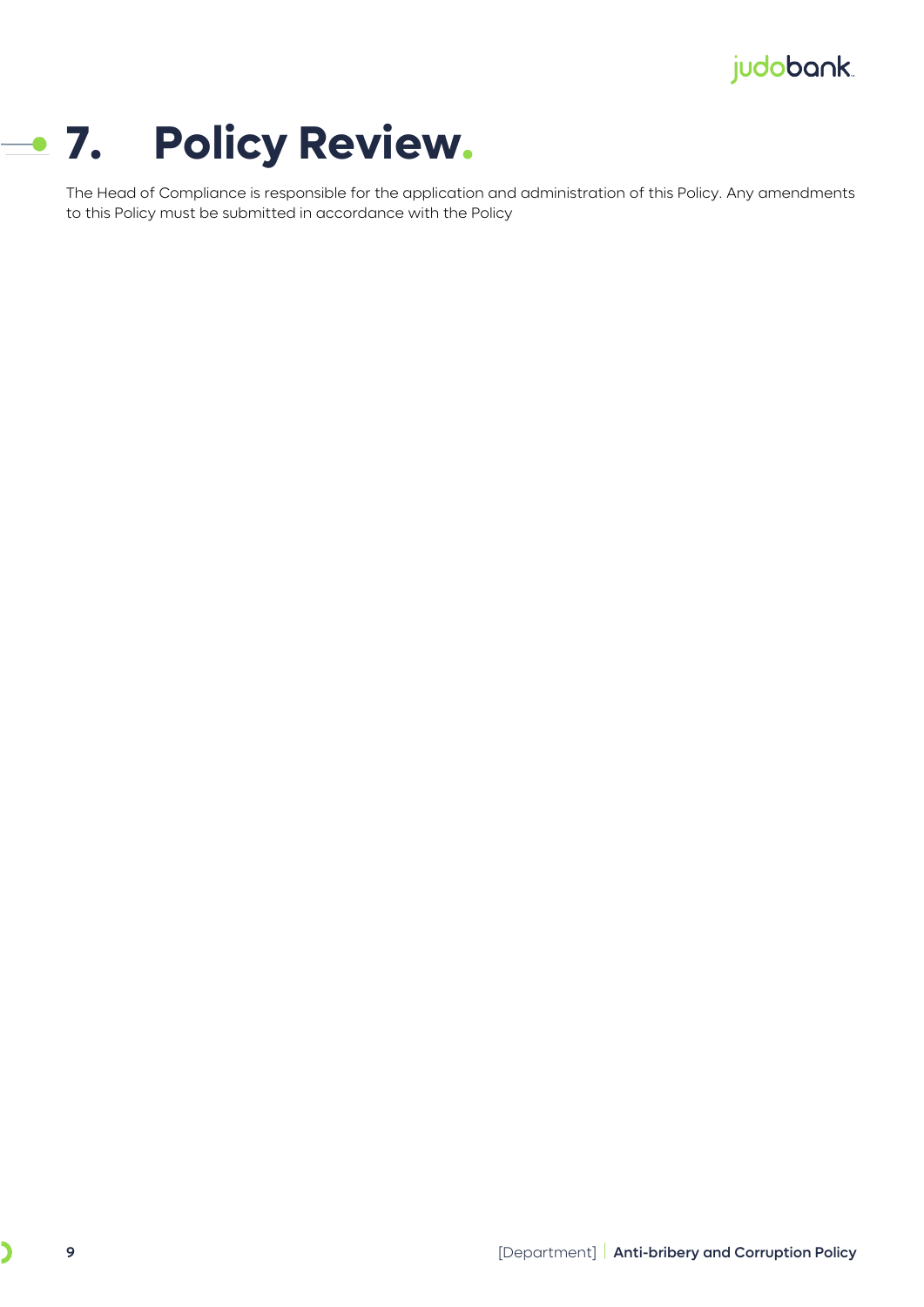# 7. Policy Review.

The Head of Compliance is responsible for the application and administration of this Policy. Any amendments to this Policy must be submitted in accordance with the Policy